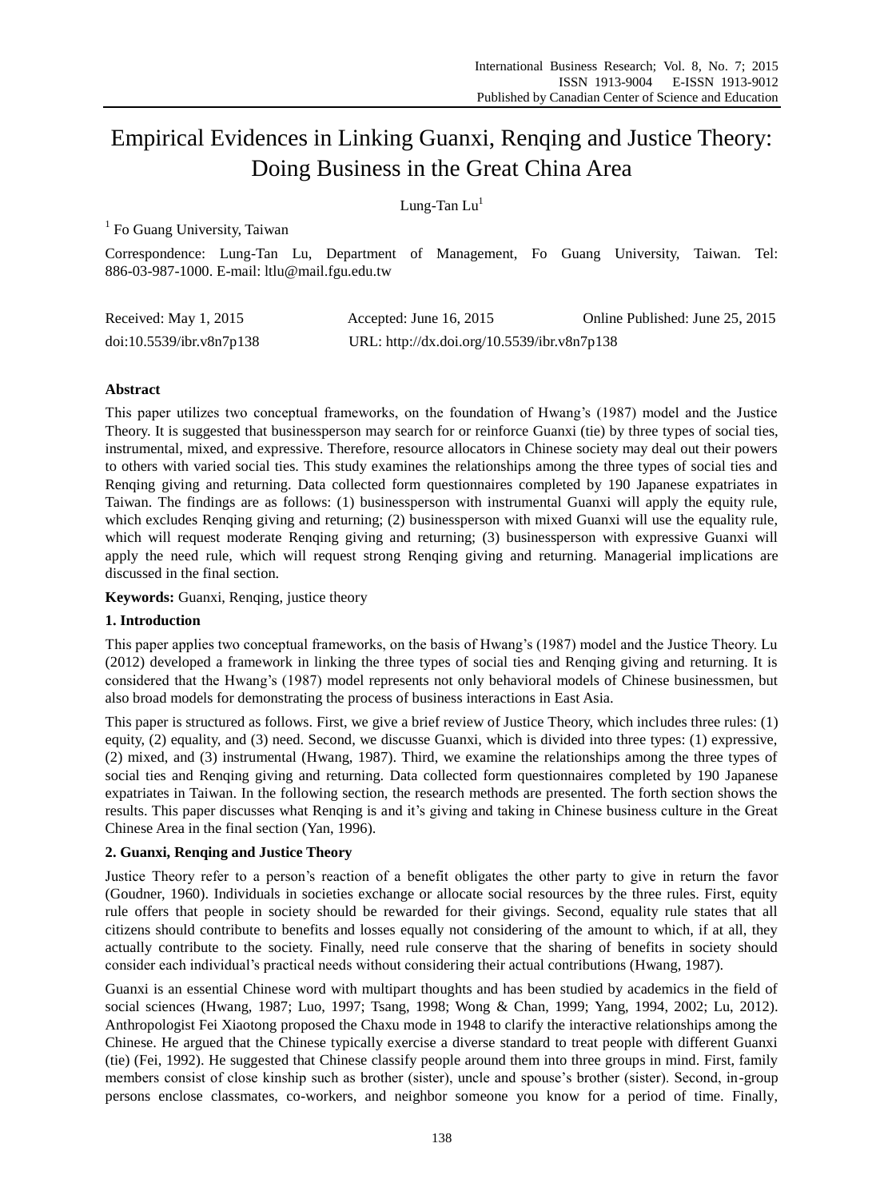# Empirical Evidences in Linking Guanxi, Renqing and Justice Theory: Doing Business in the Great China Area

Lung-Tan Lu[1]

[1] Fo Guang University, Taiwan

Correspondence: Lung-Tan Lu, Department of Management, Fo Guang University, Taiwan. Tel: 886-03-987-1000. E-mail: ltlu@mail.fgu.edu.tw

Received: May 1, 2015 Accepted: June 16, 2015 Online Published: June 25, 2015

doi:10.5539/ibr.v8n7p138 URL: http://dx.doi.org/10.5539/ibr.v8n7p138

**Abstract**

This paper utilizes two conceptual frameworks, on the foundation of Hwang's (1987) model and the Justice Theory. It is suggested that businessperson may search for or reinforce Guanxi (tie) by three types of social ties, instrumental, mixed, and expressive. Therefore, resource allocators in Chinese society may deal out their powers to others with varied social ties. This study examines the relationships among the three types of social ties and Renqing giving and returning. Data collected form questionnaires completed by 190 Japanese expatriates in Taiwan. The findings are as follows: (1) businessperson with instrumental Guanxi will apply the equity rule, which excludes Renqing giving and returning; (2) businessperson with mixed Guanxi will use the equality rule, which will request moderate Renqing giving and returning; (3) businessperson with expressive Guanxi will apply the need rule, which will request strong Renqing giving and returning. Managerial implications are discussed in the final section.

**Keywords:** Guanxi, Renqing, justice theory

## 1. Introduction

This paper applies two conceptual frameworks, on the basis of Hwang's (1987) model and the Justice Theory. Lu (2012) developed a framework in linking the three types of social ties and Renqing giving and returning. It is considered that the Hwang's (1987) model represents not only behavioral models of Chinese businessmen, but also broad models for demonstrating the process of business interactions in East Asia.

This paper is structured as follows. First, we give a brief review of Justice Theory, which includes three rules: (1) equity, (2) equality, and (3) need. Second, we discusse Guanxi, which is divided into three types: (1) expressive, (2) mixed, and (3) instrumental (Hwang, 1987). Third, we examine the relationships among the three types of social ties and Renqing giving and returning. Data collected form questionnaires completed by 190 Japanese expatriates in Taiwan. In the following section, the research methods are presented. The forth section shows the results. This paper discusses what Renqing is and it's giving and taking in Chinese business culture in the Great Chinese Area in the final section (Yan, 1996).

## 2. Guanxi, Renqing and Justice Theory

Justice Theory refer to a person's reaction of a benefit obligates the other party to give in return the favor (Goudner, 1960). Individuals in societies exchange or allocate social resources by the three rules. First, equity rule offers that people in society should be rewarded for their givings. Second, equality rule states that all citizens should contribute to benefits and losses equally not considering of the amount to which, if at all, they actually contribute to the society. Finally, need rule conserve that the sharing of benefits in society should consider each individual's practical needs without considering their actual contributions (Hwang, 1987).

Guanxi is an essential Chinese word with multipart thoughts and has been studied by academics in the field of social sciences (Hwang, 1987; Luo, 1997; Tsang, 1998; Wong & Chan, 1999; Yang, 1994, 2002; Lu, 2012). Anthropologist Fei Xiaotong proposed the Chaxu mode in 1948 to clarify the interactive relationships among the Chinese. He argued that the Chinese typically exercise a diverse standard to treat people with different Guanxi (tie) (Fei, 1992). He suggested that Chinese classify people around them into three groups in mind. First, family members consist of close kinship such as brother (sister), uncle and spouse's brother (sister). Second, in-group persons enclose classmates, co-workers, and neighbor someone you know for a period of time. Finally,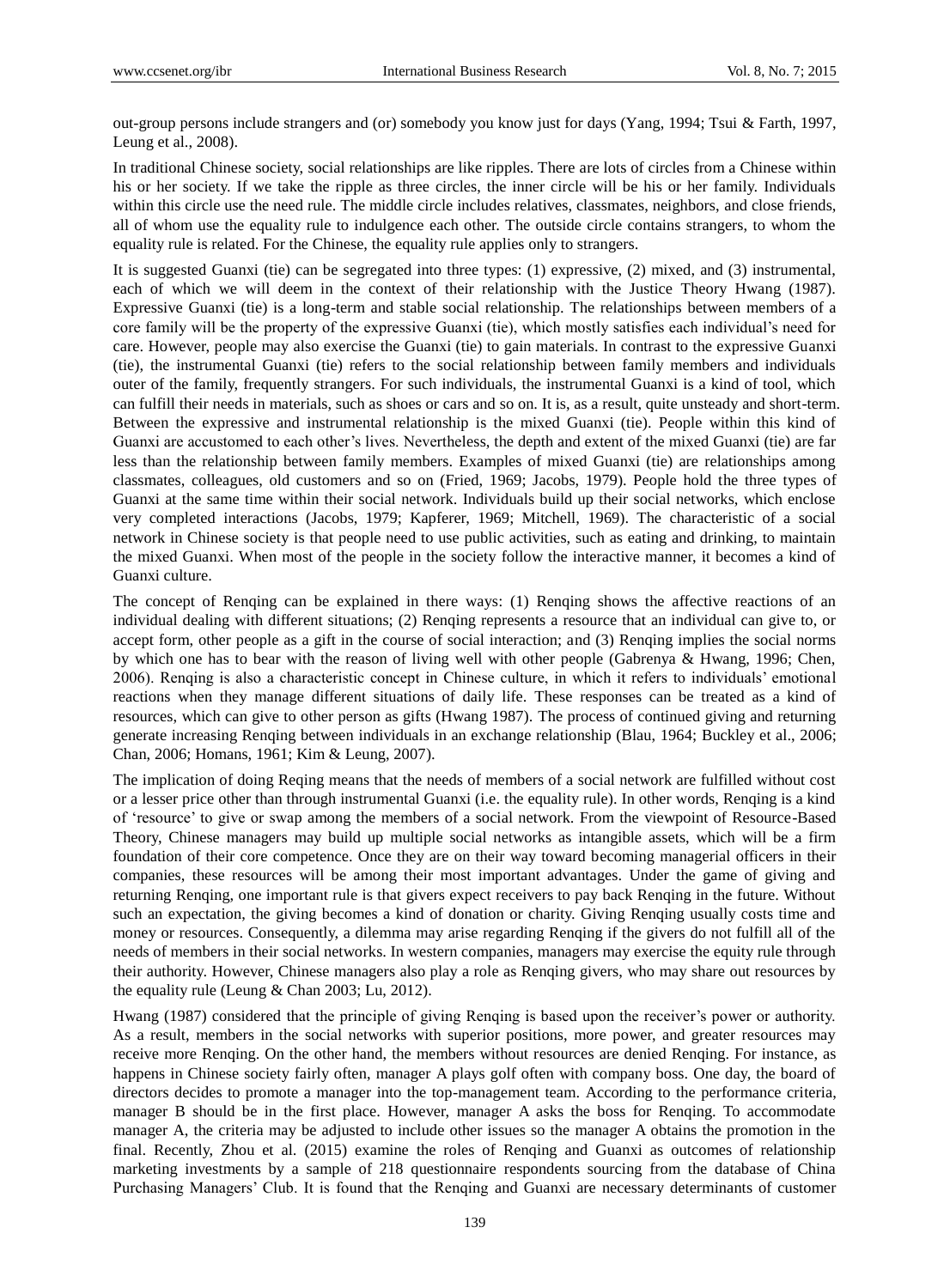out-group persons include strangers and (or) somebody you know just for days (Yang, 1994; Tsui & Farth, 1997, Leung et al., 2008).

In traditional Chinese society, social relationships are like ripples. There are lots of circles from a Chinese within his or her society. If we take the ripple as three circles, the inner circle will be his or her family. Individuals within this circle use the need rule. The middle circle includes relatives, classmates, neighbors, and close friends, all of whom use the equality rule to indulgence each other. The outside circle contains strangers, to whom the equality rule is related. For the Chinese, the equality rule applies only to strangers.

It is suggested Guanxi (tie) can be segregated into three types: (1) expressive, (2) mixed, and (3) instrumental, each of which we will deem in the context of their relationship with the Justice Theory Hwang (1987). Expressive Guanxi (tie) is a long-term and stable social relationship. The relationships between members of a core family will be the property of the expressive Guanxi (tie), which mostly satisfies each individual's need for care. However, people may also exercise the Guanxi (tie) to gain materials. In contrast to the expressive Guanxi (tie), the instrumental Guanxi (tie) refers to the social relationship between family members and individuals outer of the family, frequently strangers. For such individuals, the instrumental Guanxi is a kind of tool, which can fulfill their needs in materials, such as shoes or cars and so on. It is, as a result, quite unsteady and short-term. Between the expressive and instrumental relationship is the mixed Guanxi (tie). People within this kind of Guanxi are accustomed to each other's lives. Nevertheless, the depth and extent of the mixed Guanxi (tie) are far less than the relationship between family members. Examples of mixed Guanxi (tie) are relationships among classmates, colleagues, old customers and so on (Fried, 1969; Jacobs, 1979). People hold the three types of Guanxi at the same time within their social network. Individuals build up their social networks, which enclose very completed interactions (Jacobs, 1979; Kapferer, 1969; Mitchell, 1969). The characteristic of a social network in Chinese society is that people need to use public activities, such as eating and drinking, to maintain the mixed Guanxi. When most of the people in the society follow the interactive manner, it becomes a kind of Guanxi culture.

The concept of Renqing can be explained in there ways: (1) Renqing shows the affective reactions of an individual dealing with different situations; (2) Renqing represents a resource that an individual can give to, or accept form, other people as a gift in the course of social interaction; and (3) Renqing implies the social norms by which one has to bear with the reason of living well with other people (Gabrenya & Hwang, 1996; Chen, 2006). Renqing is also a characteristic concept in Chinese culture, in which it refers to individuals' emotional reactions when they manage different situations of daily life. These responses can be treated as a kind of resources, which can give to other person as gifts (Hwang 1987). The process of continued giving and returning generate increasing Renqing between individuals in an exchange relationship (Blau, 1964; Buckley et al., 2006; Chan, 2006; Homans, 1961; Kim & Leung, 2007).

The implication of doing Reqing means that the needs of members of a social network are fulfilled without cost or a lesser price other than through instrumental Guanxi (i.e. the equality rule). In other words, Renqing is a kind of 'resource' to give or swap among the members of a social network. From the viewpoint of Resource-Based Theory, Chinese managers may build up multiple social networks as intangible assets, which will be a firm foundation of their core competence. Once they are on their way toward becoming managerial officers in their companies, these resources will be among their most important advantages. Under the game of giving and returning Renqing, one important rule is that givers expect receivers to pay back Renqing in the future. Without such an expectation, the giving becomes a kind of donation or charity. Giving Renqing usually costs time and money or resources. Consequently, a dilemma may arise regarding Renqing if the givers do not fulfill all of the needs of members in their social networks. In western companies, managers may exercise the equity rule through their authority. However, Chinese managers also play a role as Renqing givers, who may share out resources by the equality rule (Leung & Chan 2003; Lu, 2012).

Hwang (1987) considered that the principle of giving Renqing is based upon the receiver's power or authority. As a result, members in the social networks with superior positions, more power, and greater resources may receive more Renqing. On the other hand, the members without resources are denied Renqing. For instance, as happens in Chinese society fairly often, manager A plays golf often with company boss. One day, the board of directors decides to promote a manager into the top-management team. According to the performance criteria, manager B should be in the first place. However, manager A asks the boss for Renqing. To accommodate manager A, the criteria may be adjusted to include other issues so the manager A obtains the promotion in the final. Recently, Zhou et al. (2015) examine the roles of Renqing and Guanxi as outcomes of relationship marketing investments by a sample of 218 questionnaire respondents sourcing from the database of China Purchasing Managers' Club. It is found that the Renqing and Guanxi are necessary determinants of customer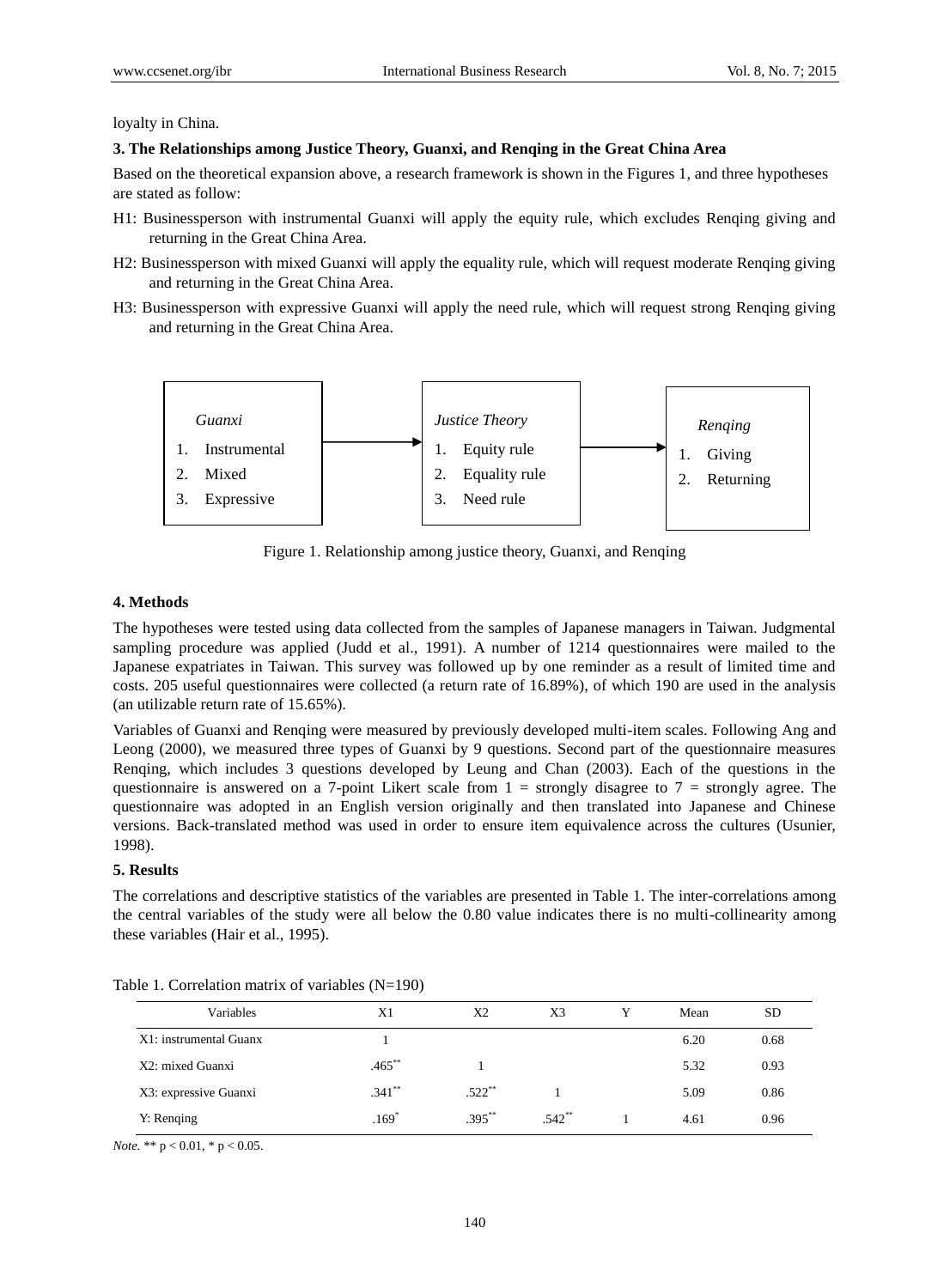loyalty in China.

### 3. The Relationships among Justice Theory, Guanxi, and Renqing in the Great China Area

Based on the theoretical expansion above, a research framework is shown in the Figures 1, and three hypotheses are stated as follow:

H1: Businessperson with instrumental Guanxi will apply the equity rule, which excludes Renqing giving and returning in the Great China Area.

H2: Businessperson with mixed Guanxi will apply the equality rule, which will request moderate Renqing giving and returning in the Great China Area.

H3: Businessperson with expressive Guanxi will apply the need rule, which will request strong Renqing giving and returning in the Great China Area.

| *Guanxi* | → | *Justice Theory* | → | *Renqing* |
|---|---|---|---|---|
| 1. Instrumental | | 1. Equity rule | | 1. Giving |
| 2. Mixed | | 2. Equality rule | | 2. Returning |
| 3. Expressive | | 3. Need rule | | |

Figure 1. Relationship among justice theory, Guanxi, and Renqing

### 4. Methods

The hypotheses were tested using data collected from the samples of Japanese managers in Taiwan. Judgmental sampling procedure was applied (Judd et al., 1991). A number of 1214 questionnaires were mailed to the Japanese expatriates in Taiwan. This survey was followed up by one reminder as a result of limited time and costs. 205 useful questionnaires were collected (a return rate of 16.89%), of which 190 are used in the analysis (an utilizable return rate of 15.65%).

Variables of Guanxi and Renqing were measured by previously developed multi-item scales. Following Ang and Leong (2000), we measured three types of Guanxi by 9 questions. Second part of the questionnaire measures Renqing, which includes 3 questions developed by Leung and Chan (2003). Each of the questions in the questionnaire is answered on a 7-point Likert scale from 1 = strongly disagree to 7 = strongly agree. The questionnaire was adopted in an English version originally and then translated into Japanese and Chinese versions. Back-translated method was used in order to ensure item equivalence across the cultures (Usunier, 1998).

### 5. Results

The correlations and descriptive statistics of the variables are presented in Table 1. The inter-correlations among the central variables of the study were all below the 0.80 value indicates there is no multi-collinearity among these variables (Hair et al., 1995).

Table 1. Correlation matrix of variables (N=190)

| Variables | X1 | X2 | X3 | Y | Mean | SD |
|---|---|---|---|---|---|---|
| X1: instrumental Guanx | 1 | | | | 6.20 | 0.68 |
| X2: mixed Guanxi | .465** | 1 | | | 5.32 | 0.93 |
| X3: expressive Guanxi | .341** | .522** | 1 | | 5.09 | 0.86 |
| Y: Renqing | .169* | .395** | .542** | 1 | 4.61 | 0.96 |

*Note.* ** $p < 0.01$, * $p < 0.05$.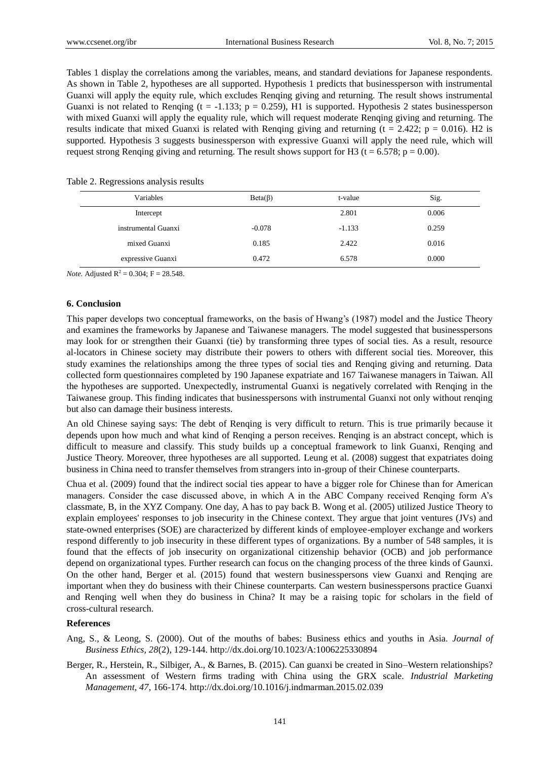Tables 1 display the correlations among the variables, means, and standard deviations for Japanese respondents. As shown in Table 2, hypotheses are all supported. Hypothesis 1 predicts that businessperson with instrumental Guanxi will apply the equity rule, which excludes Renqing giving and returning. The result shows instrumental Guanxi is not related to Renqing ($t = -1.133$; $p = 0.259$), H1 is supported. Hypothesis 2 states businessperson with mixed Guanxi will apply the equality rule, which will request moderate Renqing giving and returning. The results indicate that mixed Guanxi is related with Renqing giving and returning ($t = 2.422$; $p = 0.016$). H2 is supported. Hypothesis 3 suggests businessperson with expressive Guanxi will apply the need rule, which will request strong Renqing giving and returning. The result shows support for H3 ($t = 6.578$; $p = 0.00$).

Table 2. Regressions analysis results

| Variables | Beta(β) | t-value | Sig. |
|---|---|---|---|
| Intercept | | 2.801 | 0.006 |
| instrumental Guanxi | -0.078 | -1.133 | 0.259 |
| mixed Guanxi | 0.185 | 2.422 | 0.016 |
| expressive Guanxi | 0.472 | 6.578 | 0.000 |

*Note.* Adjusted $R^2 = 0.304$; $F = 28.548$.

### 6. Conclusion

This paper develops two conceptual frameworks, on the basis of Hwang's (1987) model and the Justice Theory and examines the frameworks by Japanese and Taiwanese managers. The model suggested that businesspersons may look for or strengthen their Guanxi (tie) by transforming three types of social ties. As a result, resource al-locators in Chinese society may distribute their powers to others with different social ties. Moreover, this study examines the relationships among the three types of social ties and Renqing giving and returning. Data collected form questionnaires completed by 190 Japanese expatriate and 167 Taiwanese managers in Taiwan. All the hypotheses are supported. Unexpectedly, instrumental Guanxi is negatively correlated with Renqing in the Taiwanese group. This finding indicates that businesspersons with instrumental Guanxi not only without renqing but also can damage their business interests.

An old Chinese saying says: The debt of Renqing is very difficult to return. This is true primarily because it depends upon how much and what kind of Renqing a person receives. Renqing is an abstract concept, which is difficult to measure and classify. This study builds up a conceptual framework to link Guanxi, Renqing and Justice Theory. Moreover, three hypotheses are all supported. Leung et al. (2008) suggest that expatriates doing business in China need to transfer themselves from strangers into in-group of their Chinese counterparts.

Chua et al. (2009) found that the indirect social ties appear to have a bigger role for Chinese than for American managers. Consider the case discussed above, in which A in the ABC Company received Renqing form A's classmate, B, in the XYZ Company. One day, A has to pay back B. Wong et al. (2005) utilized Justice Theory to explain employees' responses to job insecurity in the Chinese context. They argue that joint ventures (JVs) and state-owned enterprises (SOE) are characterized by different kinds of employee-employer exchange and workers respond differently to job insecurity in these different types of organizations. By a number of 548 samples, it is found that the effects of job insecurity on organizational citizenship behavior (OCB) and job performance depend on organizational types. Further research can focus on the changing process of the three kinds of Gaunxi. On the other hand, Berger et al. (2015) found that western businesspersons view Guanxi and Renqing are important when they do business with their Chinese counterparts. Can western businesspersons practice Guanxi and Renqing well when they do business in China? It may be a raising topic for scholars in the field of cross-cultural research.

### References

Ang, S., & Leong, S. (2000). Out of the mouths of babes: Business ethics and youths in Asia. *Journal of Business Ethics, 28*(2), 129-144. http://dx.doi.org/10.1023/A:1006225330894

Berger, R., Herstein, R., Silbiger, A., & Barnes, B. (2015). Can guanxi be created in Sino–Western relationships? An assessment of Western firms trading with China using the GRX scale. *Industrial Marketing Management, 47*, 166-174. http://dx.doi.org/10.1016/j.indmarman.2015.02.039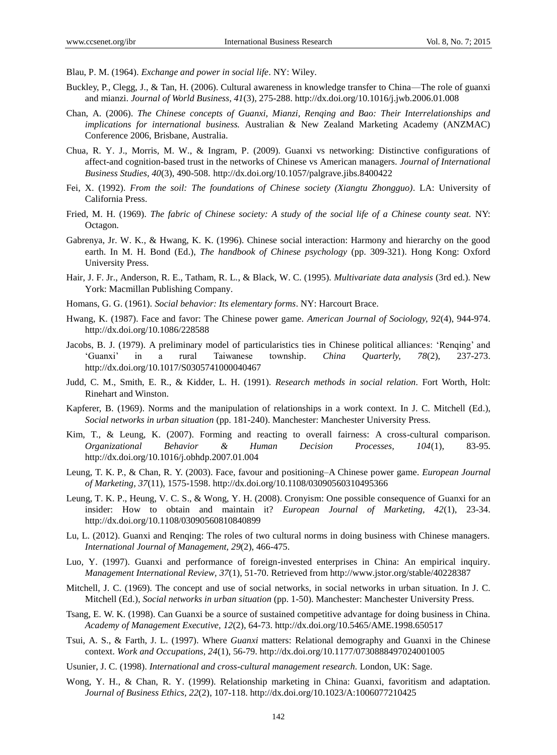Blau, P. M. (1964). *Exchange and power in social life*. NY: Wiley.

Buckley, P., Clegg, J., & Tan, H. (2006). Cultural awareness in knowledge transfer to China—The role of guanxi and mianzi. *Journal of World Business, 41*(3), 275-288. http://dx.doi.org/10.1016/j.jwb.2006.01.008

Chan, A. (2006). *The Chinese concepts of Guanxi, Mianzi, Renqing and Bao: Their Interrelationships and implications for international business.* Australian & New Zealand Marketing Academy (ANZMAC) Conference 2006, Brisbane, Australia.

Chua, R. Y. J., Morris, M. W., & Ingram, P. (2009). Guanxi vs networking: Distinctive configurations of affect-and cognition-based trust in the networks of Chinese vs American managers. *Journal of International Business Studies, 40*(3), 490-508. http://dx.doi.org/10.1057/palgrave.jibs.8400422

Fei, X. (1992). *From the soil: The foundations of Chinese society (Xiangtu Zhongguo)*. LA: University of California Press.

Fried, M. H. (1969). *The fabric of Chinese society: A study of the social life of a Chinese county seat.* NY: Octagon.

Gabrenya, Jr. W. K., & Hwang, K. K. (1996). Chinese social interaction: Harmony and hierarchy on the good earth. In M. H. Bond (Ed.), *The handbook of Chinese psychology* (pp. 309-321). Hong Kong: Oxford University Press.

Hair, J. F. Jr., Anderson, R. E., Tatham, R. L., & Black, W. C. (1995). *Multivariate data analysis* (3rd ed.). New York: Macmillan Publishing Company.

Homans, G. G. (1961). *Social behavior: Its elementary forms*. NY: Harcourt Brace.

Hwang, K. (1987). Face and favor: The Chinese power game. *American Journal of Sociology, 92*(4), 944-974. http://dx.doi.org/10.1086/228588

Jacobs, B. J. (1979). A preliminary model of particularistics ties in Chinese political alliances: 'Renqing' and 'Guanxi' in a rural Taiwanese township. *China Quarterly, 78*(2), 237-273. http://dx.doi.org/10.1017/S0305741000040467

Judd, C. M., Smith, E. R., & Kidder, L. H. (1991). *Research methods in social relation*. Fort Worth, Holt: Rinehart and Winston.

Kapferer, B. (1969). Norms and the manipulation of relationships in a work context. In J. C. Mitchell (Ed.), *Social networks in urban situation* (pp. 181-240). Manchester: Manchester University Press.

Kim, T., & Leung, K. (2007). Forming and reacting to overall fairness: A cross-cultural comparison. *Organizational Behavior & Human Decision Processes, 104*(1), 83-95. http://dx.doi.org/10.1016/j.obhdp.2007.01.004

Leung, T. K. P., & Chan, R. Y. (2003). Face, favour and positioning–A Chinese power game. *European Journal of Marketing, 37*(11), 1575-1598. http://dx.doi.org/10.1108/03090560310495366

Leung, T. K. P., Heung, V. C. S., & Wong, Y. H. (2008). Cronyism: One possible consequence of Guanxi for an insider: How to obtain and maintain it? *European Journal of Marketing, 42*(1), 23-34. http://dx.doi.org/10.1108/03090560810840899

Lu, L. (2012). Guanxi and Renqing: The roles of two cultural norms in doing business with Chinese managers. *International Journal of Management, 29*(2), 466-475.

Luo, Y. (1997). Guanxi and performance of foreign-invested enterprises in China: An empirical inquiry. *Management International Review, 37*(1), 51-70. Retrieved from http://www.jstor.org/stable/40228387

Mitchell, J. C. (1969). The concept and use of social networks, in social networks in urban situation. In J. C. Mitchell (Ed.), *Social networks in urban situation* (pp. 1-50). Manchester: Manchester University Press.

Tsang, E. W. K. (1998). Can Guanxi be a source of sustained competitive advantage for doing business in China. *Academy of Management Executive, 12*(2), 64-73. http://dx.doi.org/10.5465/AME.1998.650517

Tsui, A. S., & Farth, J. L. (1997). Where *Guanxi* matters: Relational demography and Guanxi in the Chinese context. *Work and Occupations, 24*(1), 56-79. http://dx.doi.org/10.1177/0730888497024001005

Usunier, J. C. (1998). *International and cross-cultural management research.* London, UK: Sage.

Wong, Y. H., & Chan, R. Y. (1999). Relationship marketing in China: Guanxi, favoritism and adaptation. *Journal of Business Ethics, 22*(2), 107-118. http://dx.doi.org/10.1023/A:1006077210425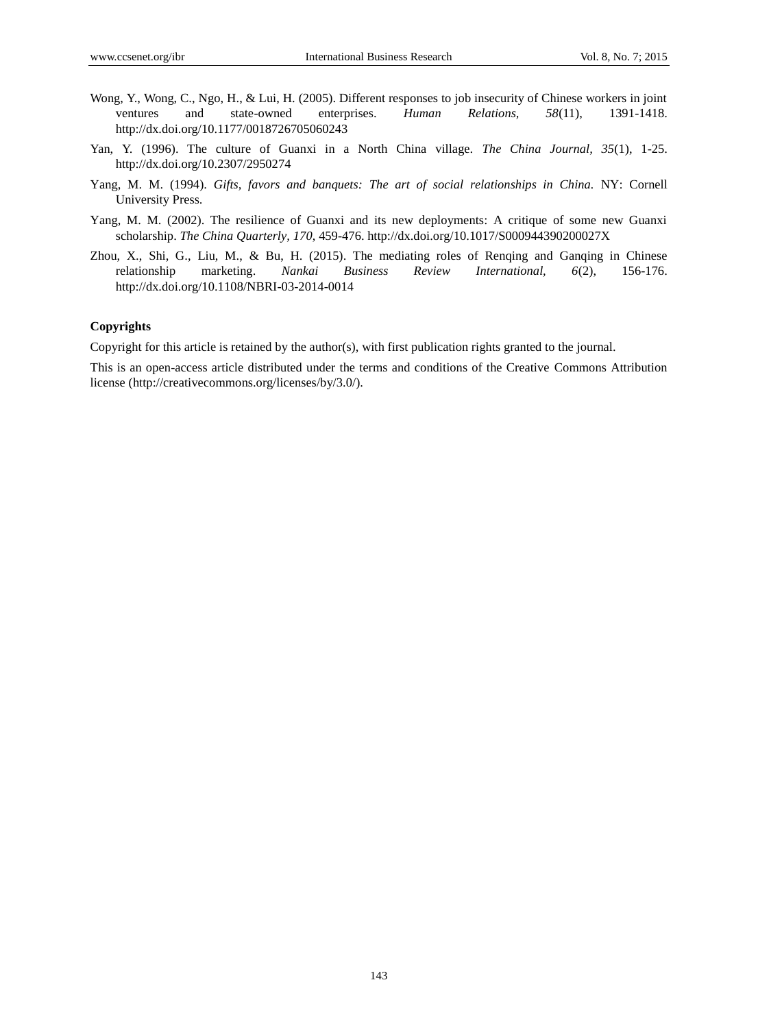Wong, Y., Wong, C., Ngo, H., & Lui, H. (2005). Different responses to job insecurity of Chinese workers in joint ventures and state-owned enterprises. *Human Relations, 58*(11), 1391-1418. http://dx.doi.org/10.1177/0018726705060243

Yan, Y. (1996). The culture of Guanxi in a North China village. *The China Journal, 35*(1), 1-25. http://dx.doi.org/10.2307/2950274

Yang, M. M. (1994). *Gifts, favors and banquets: The art of social relationships in China.* NY: Cornell University Press.

Yang, M. M. (2002). The resilience of Guanxi and its new deployments: A critique of some new Guanxi scholarship. *The China Quarterly, 170*, 459-476. http://dx.doi.org/10.1017/S000944390200027X

Zhou, X., Shi, G., Liu, M., & Bu, H. (2015). The mediating roles of Renqing and Ganqing in Chinese relationship marketing. *Nankai Business Review International, 6*(2), 156-176. http://dx.doi.org/10.1108/NBRI-03-2014-0014

**Copyrights**

Copyright for this article is retained by the author(s), with first publication rights granted to the journal.

This is an open-access article distributed under the terms and conditions of the Creative Commons Attribution license (http://creativecommons.org/licenses/by/3.0/).